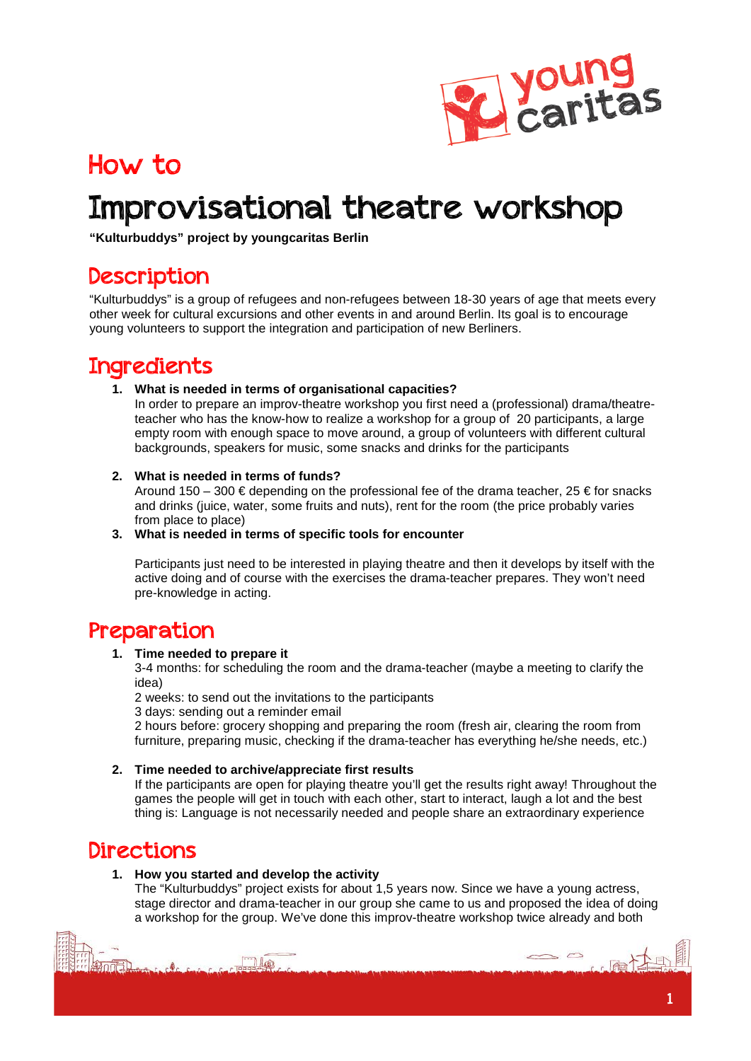# How to

# Improvisational theatre workshop

**"Kulturbuddys" project by youngcaritas Berlin**

## Description

"Kulturbuddys" is a group of refugees and non-refugees between 18-30 years of age that meets every other week for cultural excursions and other events in and around Berlin. Its goal is to encourage young volunteers to support the integration and participation of new Berliners.

## Ingredients

1. **What is needed in terms of organisational capacities?**
   In order to prepare an improv-theatre workshop you first need a (professional) drama/theatre-teacher who has the know-how to realize a workshop for a group of 20 participants, a large empty room with enough space to move around, a group of volunteers with different cultural backgrounds, speakers for music, some snacks and drinks for the participants

2. **What is needed in terms of funds?**
   Around 150 – 300 € depending on the professional fee of the drama teacher, 25 € for snacks and drinks (juice, water, some fruits and nuts), rent for the room (the price probably varies from place to place)

3. **What is needed in terms of specific tools for encounter**

   Participants just need to be interested in playing theatre and then it develops by itself with the active doing and of course with the exercises the drama-teacher prepares. They won't need pre-knowledge in acting.

## Preparation

1. **Time needed to prepare it**
   3-4 months: for scheduling the room and the drama-teacher (maybe a meeting to clarify the idea)
   2 weeks: to send out the invitations to the participants
   3 days: sending out a reminder email
   2 hours before: grocery shopping and preparing the room (fresh air, clearing the room from furniture, preparing music, checking if the drama-teacher has everything he/she needs, etc.)

2. **Time needed to archive/appreciate first results**
   If the participants are open for playing theatre you'll get the results right away! Throughout the games the people will get in touch with each other, start to interact, laugh a lot and the best thing is: Language is not necessarily needed and people share an extraordinary experience

## Directions

1. **How you started and develop the activity**
   The "Kulturbuddys" project exists for about 1,5 years now. Since we have a young actress, stage director and drama-teacher in our group she came to us and proposed the idea of doing a workshop for the group. We've done this improv-theatre workshop twice already and both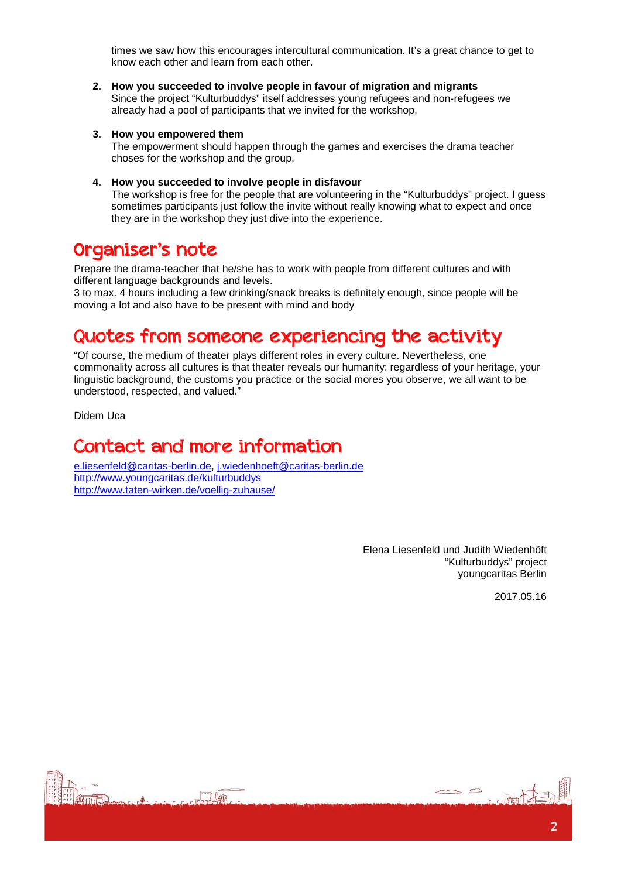times we saw how this encourages intercultural communication. It's a great chance to get to know each other and learn from each other.

2. **How you succeeded to involve people in favour of migration and migrants**
   Since the project "Kulturbuddys" itself addresses young refugees and non-refugees we already had a pool of participants that we invited for the workshop.

3. **How you empowered them**
   The empowerment should happen through the games and exercises the drama teacher choses for the workshop and the group.

4. **How you succeeded to involve people in disfavour**
   The workshop is free for the people that are volunteering in the "Kulturbuddys" project. I guess sometimes participants just follow the invite without really knowing what to expect and once they are in the workshop they just dive into the experience.

## Organiser's note

Prepare the drama-teacher that he/she has to work with people from different cultures and with different language backgrounds and levels.
3 to max. 4 hours including a few drinking/snack breaks is definitely enough, since people will be moving a lot and also have to be present with mind and body

## Quotes from someone experiencing the activity

"Of course, the medium of theater plays different roles in every culture. Nevertheless, one commonality across all cultures is that theater reveals our humanity: regardless of your heritage, your linguistic background, the customs you practice or the social mores you observe, we all want to be understood, respected, and valued."

Didem Uca

## Contact and more information

e.liesenfeld@caritas-berlin.de, j.wiedenhoeft@caritas-berlin.de
http://www.youngcaritas.de/kulturbuddys
http://www.taten-wirken.de/voellig-zuhause/

Elena Liesenfeld und Judith Wiedenhöft
"Kulturbuddys" project
youngcaritas Berlin

2017.05.16